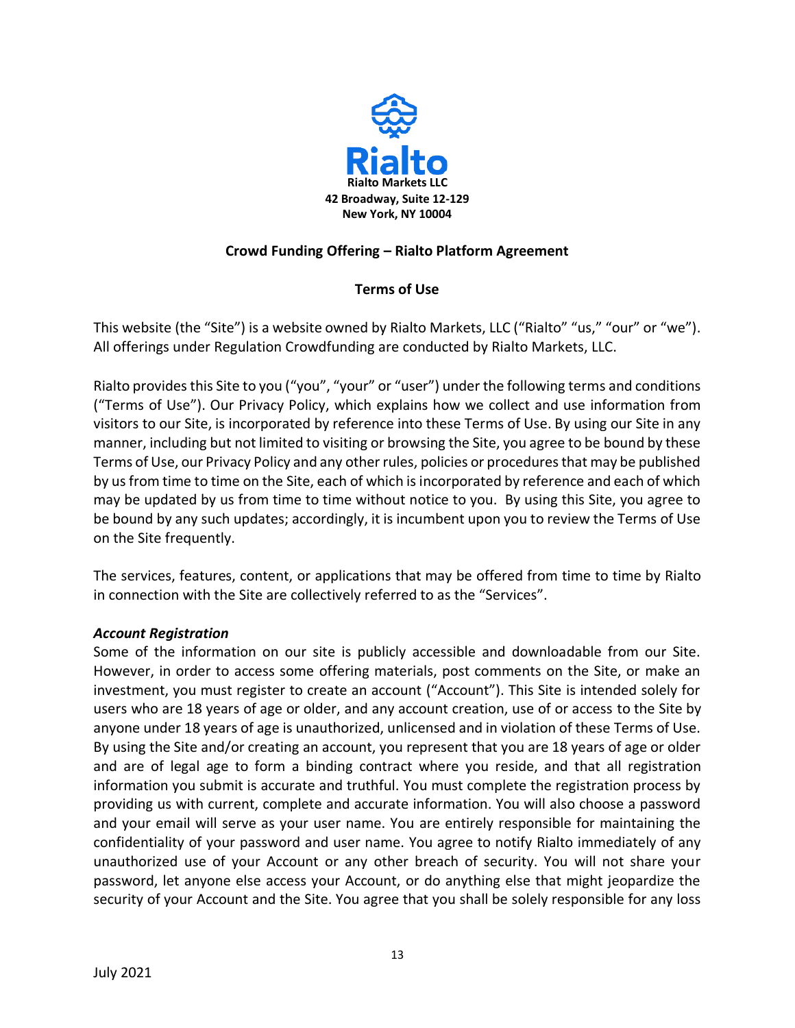**Rialto Markets LLC**
**42 Broadway, Suite 12-129**
**New York, NY 10004**

## Crowd Funding Offering – Rialto Platform Agreement

### Terms of Use

This website (the "Site") is a website owned by Rialto Markets, LLC ("Rialto" "us," "our" or "we"). All offerings under Regulation Crowdfunding are conducted by Rialto Markets, LLC.

Rialto provides this Site to you ("you", "your" or "user") under the following terms and conditions ("Terms of Use"). Our Privacy Policy, which explains how we collect and use information from visitors to our Site, is incorporated by reference into these Terms of Use. By using our Site in any manner, including but not limited to visiting or browsing the Site, you agree to be bound by these Terms of Use, our Privacy Policy and any other rules, policies or procedures that may be published by us from time to time on the Site, each of which is incorporated by reference and each of which may be updated by us from time to time without notice to you. By using this Site, you agree to be bound by any such updates; accordingly, it is incumbent upon you to review the Terms of Use on the Site frequently.

The services, features, content, or applications that may be offered from time to time by Rialto in connection with the Site are collectively referred to as the "Services".

***Account Registration***

Some of the information on our site is publicly accessible and downloadable from our Site. However, in order to access some offering materials, post comments on the Site, or make an investment, you must register to create an account ("Account"). This Site is intended solely for users who are 18 years of age or older, and any account creation, use of or access to the Site by anyone under 18 years of age is unauthorized, unlicensed and in violation of these Terms of Use. By using the Site and/or creating an account, you represent that you are 18 years of age or older and are of legal age to form a binding contract where you reside, and that all registration information you submit is accurate and truthful. You must complete the registration process by providing us with current, complete and accurate information. You will also choose a password and your email will serve as your user name. You are entirely responsible for maintaining the confidentiality of your password and user name. You agree to notify Rialto immediately of any unauthorized use of your Account or any other breach of security. You will not share your password, let anyone else access your Account, or do anything else that might jeopardize the security of your Account and the Site. You agree that you shall be solely responsible for any loss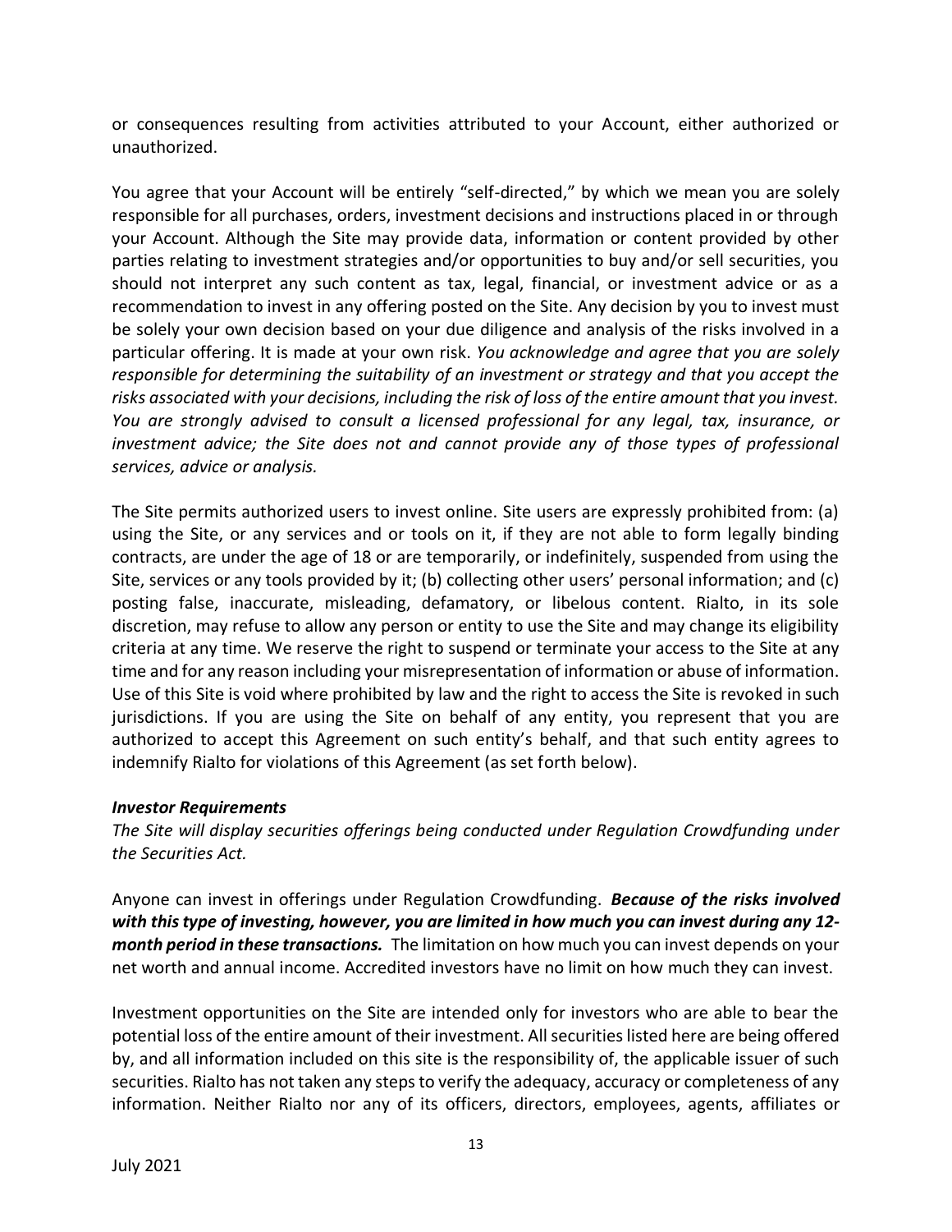or consequences resulting from activities attributed to your Account, either authorized or unauthorized.

You agree that your Account will be entirely "self-directed," by which we mean you are solely responsible for all purchases, orders, investment decisions and instructions placed in or through your Account. Although the Site may provide data, information or content provided by other parties relating to investment strategies and/or opportunities to buy and/or sell securities, you should not interpret any such content as tax, legal, financial, or investment advice or as a recommendation to invest in any offering posted on the Site. Any decision by you to invest must be solely your own decision based on your due diligence and analysis of the risks involved in a particular offering. It is made at your own risk. *You acknowledge and agree that you are solely responsible for determining the suitability of an investment or strategy and that you accept the risks associated with your decisions, including the risk of loss of the entire amount that you invest. You are strongly advised to consult a licensed professional for any legal, tax, insurance, or investment advice; the Site does not and cannot provide any of those types of professional services, advice or analysis.*

The Site permits authorized users to invest online. Site users are expressly prohibited from: (a) using the Site, or any services and or tools on it, if they are not able to form legally binding contracts, are under the age of 18 or are temporarily, or indefinitely, suspended from using the Site, services or any tools provided by it; (b) collecting other users' personal information; and (c) posting false, inaccurate, misleading, defamatory, or libelous content. Rialto, in its sole discretion, may refuse to allow any person or entity to use the Site and may change its eligibility criteria at any time. We reserve the right to suspend or terminate your access to the Site at any time and for any reason including your misrepresentation of information or abuse of information. Use of this Site is void where prohibited by law and the right to access the Site is revoked in such jurisdictions. If you are using the Site on behalf of any entity, you represent that you are authorized to accept this Agreement on such entity's behalf, and that such entity agrees to indemnify Rialto for violations of this Agreement (as set forth below).

***Investor Requirements***

*The Site will display securities offerings being conducted under Regulation Crowdfunding under the Securities Act.*

Anyone can invest in offerings under Regulation Crowdfunding. ***Because of the risks involved with this type of investing, however, you are limited in how much you can invest during any 12-month period in these transactions.*** The limitation on how much you can invest depends on your net worth and annual income. Accredited investors have no limit on how much they can invest.

Investment opportunities on the Site are intended only for investors who are able to bear the potential loss of the entire amount of their investment. All securities listed here are being offered by, and all information included on this site is the responsibility of, the applicable issuer of such securities. Rialto has not taken any steps to verify the adequacy, accuracy or completeness of any information. Neither Rialto nor any of its officers, directors, employees, agents, affiliates or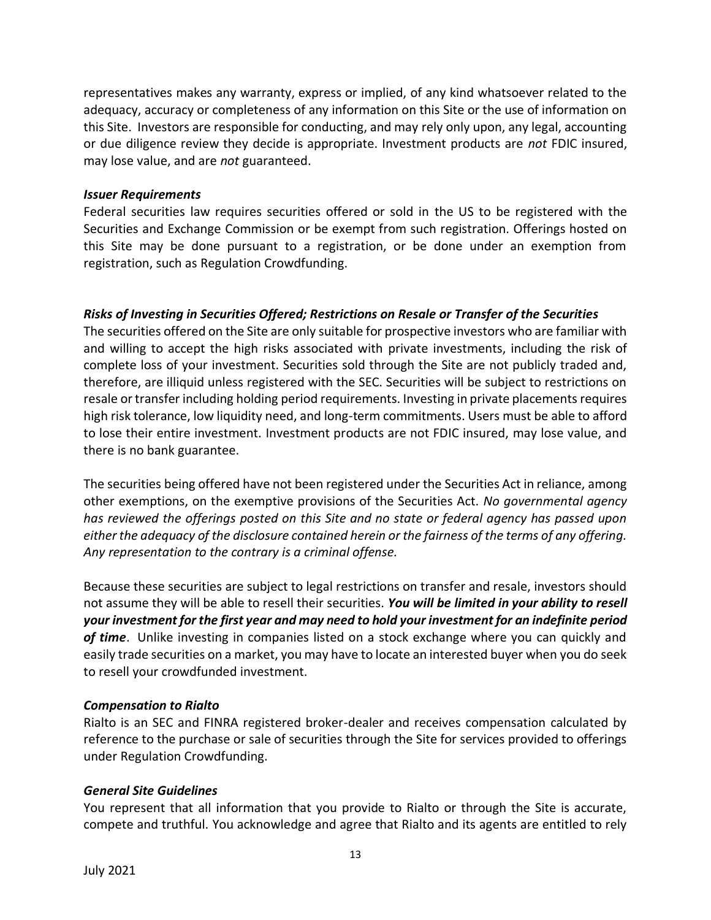representatives makes any warranty, express or implied, of any kind whatsoever related to the adequacy, accuracy or completeness of any information on this Site or the use of information on this Site. Investors are responsible for conducting, and may rely only upon, any legal, accounting or due diligence review they decide is appropriate. Investment products are *not* FDIC insured, may lose value, and are *not* guaranteed.

***Issuer Requirements***

Federal securities law requires securities offered or sold in the US to be registered with the Securities and Exchange Commission or be exempt from such registration. Offerings hosted on this Site may be done pursuant to a registration, or be done under an exemption from registration, such as Regulation Crowdfunding.

***Risks of Investing in Securities Offered; Restrictions on Resale or Transfer of the Securities***

The securities offered on the Site are only suitable for prospective investors who are familiar with and willing to accept the high risks associated with private investments, including the risk of complete loss of your investment. Securities sold through the Site are not publicly traded and, therefore, are illiquid unless registered with the SEC. Securities will be subject to restrictions on resale or transfer including holding period requirements. Investing in private placements requires high risk tolerance, low liquidity need, and long-term commitments. Users must be able to afford to lose their entire investment. Investment products are not FDIC insured, may lose value, and there is no bank guarantee.

The securities being offered have not been registered under the Securities Act in reliance, among other exemptions, on the exemptive provisions of the Securities Act. *No governmental agency has reviewed the offerings posted on this Site and no state or federal agency has passed upon either the adequacy of the disclosure contained herein or the fairness of the terms of any offering. Any representation to the contrary is a criminal offense.*

Because these securities are subject to legal restrictions on transfer and resale, investors should not assume they will be able to resell their securities. ***You will be limited in your ability to resell your investment for the first year and may need to hold your investment for an indefinite period of time***. Unlike investing in companies listed on a stock exchange where you can quickly and easily trade securities on a market, you may have to locate an interested buyer when you do seek to resell your crowdfunded investment.

***Compensation to Rialto***

Rialto is an SEC and FINRA registered broker-dealer and receives compensation calculated by reference to the purchase or sale of securities through the Site for services provided to offerings under Regulation Crowdfunding.

***General Site Guidelines***

You represent that all information that you provide to Rialto or through the Site is accurate, compete and truthful. You acknowledge and agree that Rialto and its agents are entitled to rely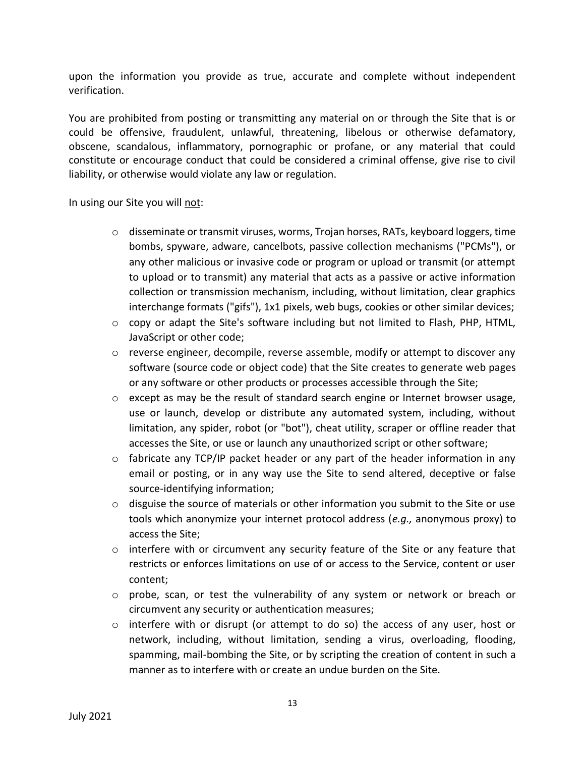upon the information you provide as true, accurate and complete without independent verification.

You are prohibited from posting or transmitting any material on or through the Site that is or could be offensive, fraudulent, unlawful, threatening, libelous or otherwise defamatory, obscene, scandalous, inflammatory, pornographic or profane, or any material that could constitute or encourage conduct that could be considered a criminal offense, give rise to civil liability, or otherwise would violate any law or regulation.

In using our Site you will <u>not</u>:

- disseminate or transmit viruses, worms, Trojan horses, RATs, keyboard loggers, time bombs, spyware, adware, cancelbots, passive collection mechanisms ("PCMs"), or any other malicious or invasive code or program or upload or transmit (or attempt to upload or to transmit) any material that acts as a passive or active information collection or transmission mechanism, including, without limitation, clear graphics interchange formats ("gifs"), 1x1 pixels, web bugs, cookies or other similar devices;
- copy or adapt the Site's software including but not limited to Flash, PHP, HTML, JavaScript or other code;
- reverse engineer, decompile, reverse assemble, modify or attempt to discover any software (source code or object code) that the Site creates to generate web pages or any software or other products or processes accessible through the Site;
- except as may be the result of standard search engine or Internet browser usage, use or launch, develop or distribute any automated system, including, without limitation, any spider, robot (or "bot"), cheat utility, scraper or offline reader that accesses the Site, or use or launch any unauthorized script or other software;
- fabricate any TCP/IP packet header or any part of the header information in any email or posting, or in any way use the Site to send altered, deceptive or false source-identifying information;
- disguise the source of materials or other information you submit to the Site or use tools which anonymize your internet protocol address (*e.g.,* anonymous proxy) to access the Site;
- interfere with or circumvent any security feature of the Site or any feature that restricts or enforces limitations on use of or access to the Service, content or user content;
- probe, scan, or test the vulnerability of any system or network or breach or circumvent any security or authentication measures;
- interfere with or disrupt (or attempt to do so) the access of any user, host or network, including, without limitation, sending a virus, overloading, flooding, spamming, mail-bombing the Site, or by scripting the creation of content in such a manner as to interfere with or create an undue burden on the Site.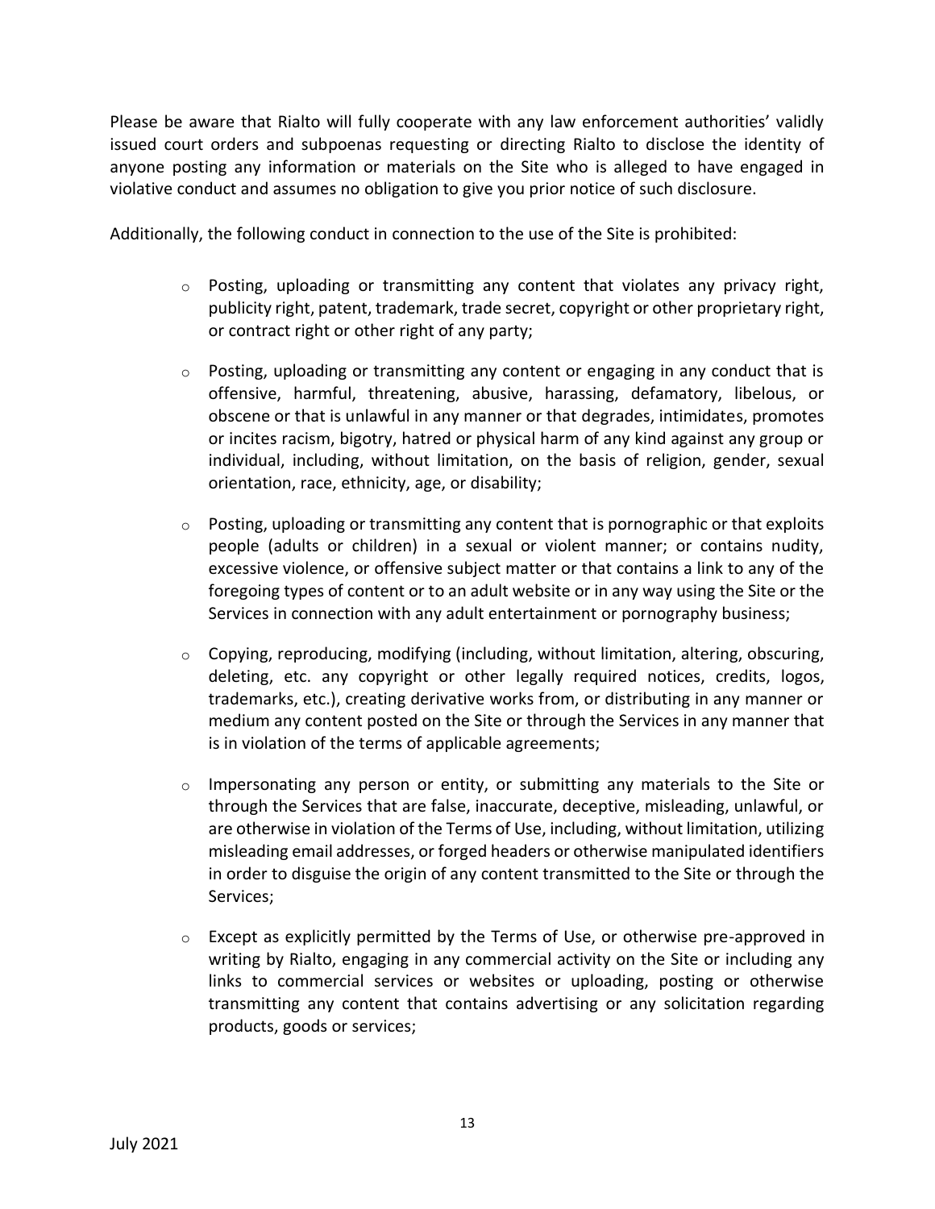Please be aware that Rialto will fully cooperate with any law enforcement authorities' validly issued court orders and subpoenas requesting or directing Rialto to disclose the identity of anyone posting any information or materials on the Site who is alleged to have engaged in violative conduct and assumes no obligation to give you prior notice of such disclosure.

Additionally, the following conduct in connection to the use of the Site is prohibited:

- Posting, uploading or transmitting any content that violates any privacy right, publicity right, patent, trademark, trade secret, copyright or other proprietary right, or contract right or other right of any party;
- Posting, uploading or transmitting any content or engaging in any conduct that is offensive, harmful, threatening, abusive, harassing, defamatory, libelous, or obscene or that is unlawful in any manner or that degrades, intimidates, promotes or incites racism, bigotry, hatred or physical harm of any kind against any group or individual, including, without limitation, on the basis of religion, gender, sexual orientation, race, ethnicity, age, or disability;
- Posting, uploading or transmitting any content that is pornographic or that exploits people (adults or children) in a sexual or violent manner; or contains nudity, excessive violence, or offensive subject matter or that contains a link to any of the foregoing types of content or to an adult website or in any way using the Site or the Services in connection with any adult entertainment or pornography business;
- Copying, reproducing, modifying (including, without limitation, altering, obscuring, deleting, etc. any copyright or other legally required notices, credits, logos, trademarks, etc.), creating derivative works from, or distributing in any manner or medium any content posted on the Site or through the Services in any manner that is in violation of the terms of applicable agreements;
- Impersonating any person or entity, or submitting any materials to the Site or through the Services that are false, inaccurate, deceptive, misleading, unlawful, or are otherwise in violation of the Terms of Use, including, without limitation, utilizing misleading email addresses, or forged headers or otherwise manipulated identifiers in order to disguise the origin of any content transmitted to the Site or through the Services;
- Except as explicitly permitted by the Terms of Use, or otherwise pre-approved in writing by Rialto, engaging in any commercial activity on the Site or including any links to commercial services or websites or uploading, posting or otherwise transmitting any content that contains advertising or any solicitation regarding products, goods or services;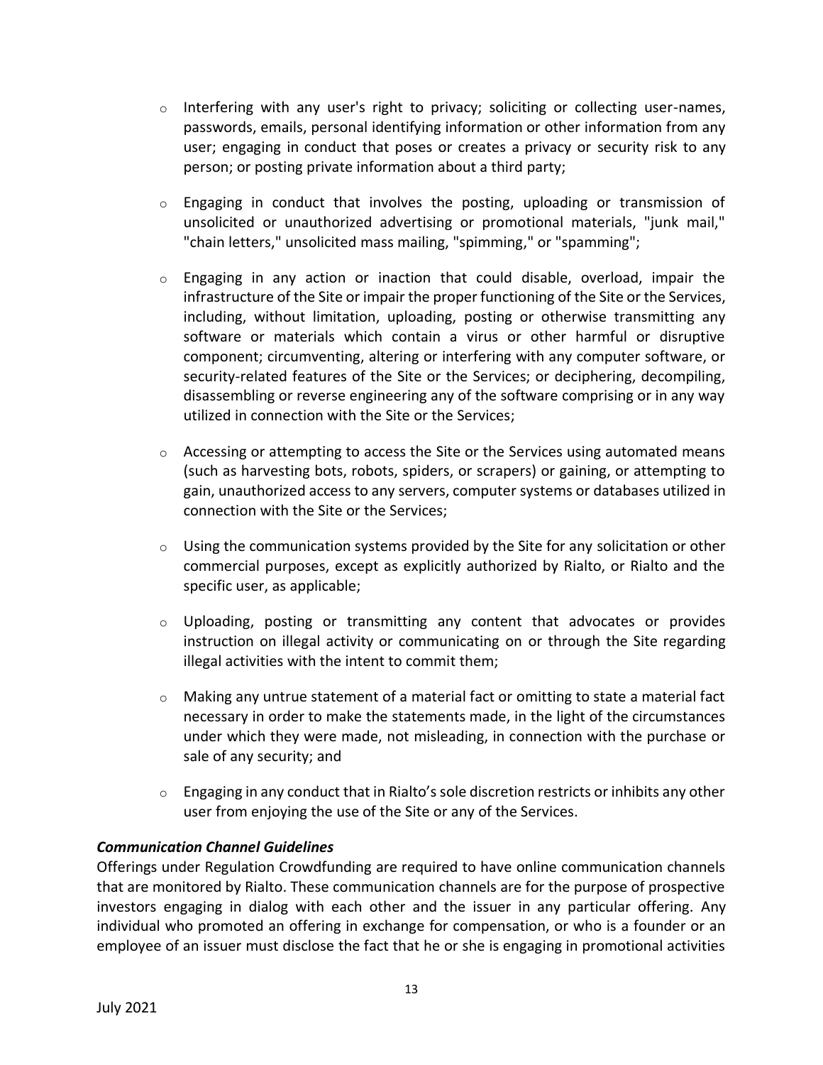- Interfering with any user's right to privacy; soliciting or collecting user-names, passwords, emails, personal identifying information or other information from any user; engaging in conduct that poses or creates a privacy or security risk to any person; or posting private information about a third party;
- Engaging in conduct that involves the posting, uploading or transmission of unsolicited or unauthorized advertising or promotional materials, "junk mail," "chain letters," unsolicited mass mailing, "spimming," or "spamming";
- Engaging in any action or inaction that could disable, overload, impair the infrastructure of the Site or impair the proper functioning of the Site or the Services, including, without limitation, uploading, posting or otherwise transmitting any software or materials which contain a virus or other harmful or disruptive component; circumventing, altering or interfering with any computer software, or security-related features of the Site or the Services; or deciphering, decompiling, disassembling or reverse engineering any of the software comprising or in any way utilized in connection with the Site or the Services;
- Accessing or attempting to access the Site or the Services using automated means (such as harvesting bots, robots, spiders, or scrapers) or gaining, or attempting to gain, unauthorized access to any servers, computer systems or databases utilized in connection with the Site or the Services;
- Using the communication systems provided by the Site for any solicitation or other commercial purposes, except as explicitly authorized by Rialto, or Rialto and the specific user, as applicable;
- Uploading, posting or transmitting any content that advocates or provides instruction on illegal activity or communicating on or through the Site regarding illegal activities with the intent to commit them;
- Making any untrue statement of a material fact or omitting to state a material fact necessary in order to make the statements made, in the light of the circumstances under which they were made, not misleading, in connection with the purchase or sale of any security; and
- Engaging in any conduct that in Rialto's sole discretion restricts or inhibits any other user from enjoying the use of the Site or any of the Services.

***Communication Channel Guidelines***

Offerings under Regulation Crowdfunding are required to have online communication channels that are monitored by Rialto. These communication channels are for the purpose of prospective investors engaging in dialog with each other and the issuer in any particular offering. Any individual who promoted an offering in exchange for compensation, or who is a founder or an employee of an issuer must disclose the fact that he or she is engaging in promotional activities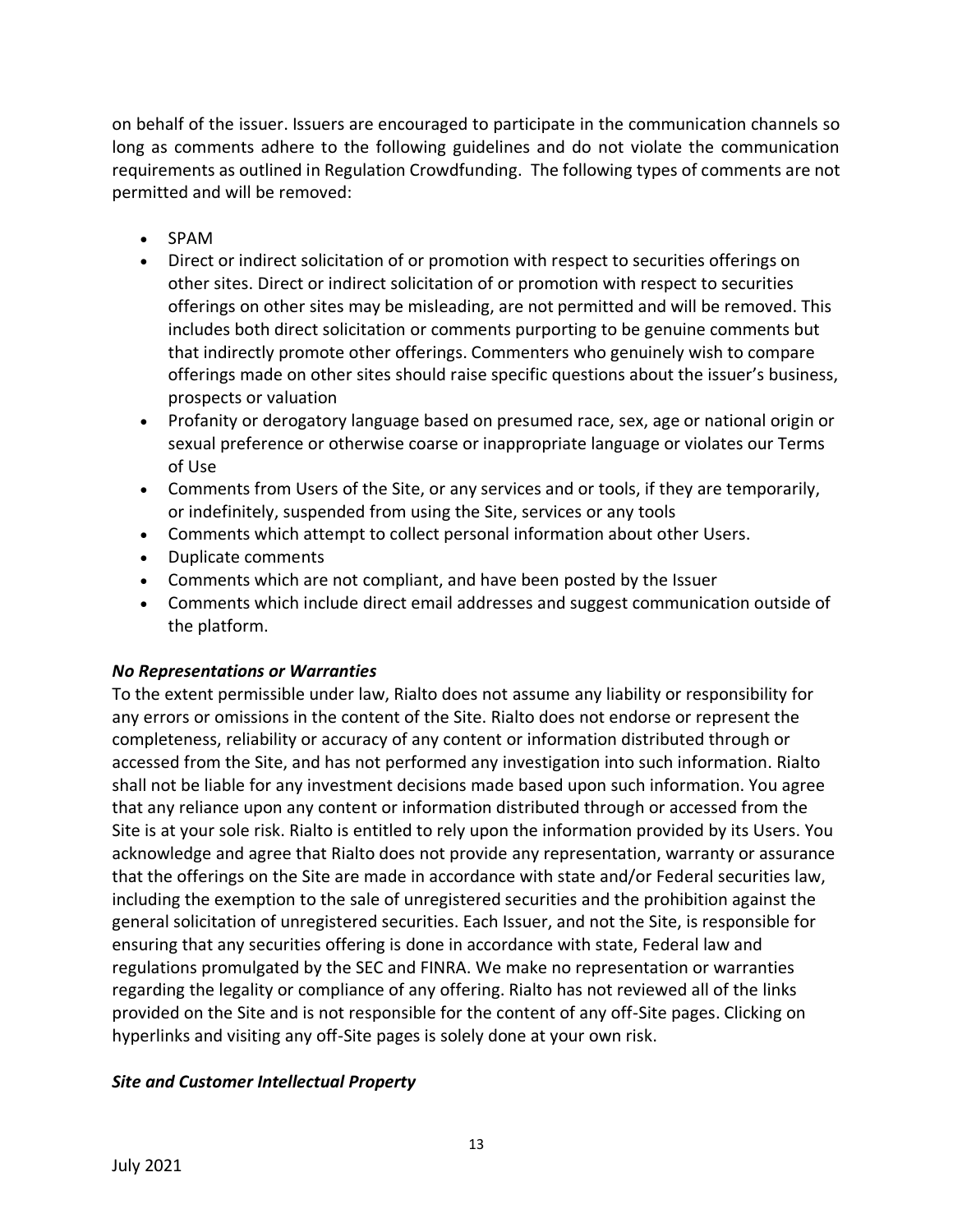on behalf of the issuer. Issuers are encouraged to participate in the communication channels so long as comments adhere to the following guidelines and do not violate the communication requirements as outlined in Regulation Crowdfunding. The following types of comments are not permitted and will be removed:

- SPAM
- Direct or indirect solicitation of or promotion with respect to securities offerings on other sites. Direct or indirect solicitation of or promotion with respect to securities offerings on other sites may be misleading, are not permitted and will be removed. This includes both direct solicitation or comments purporting to be genuine comments but that indirectly promote other offerings. Commenters who genuinely wish to compare offerings made on other sites should raise specific questions about the issuer's business, prospects or valuation
- Profanity or derogatory language based on presumed race, sex, age or national origin or sexual preference or otherwise coarse or inappropriate language or violates our Terms of Use
- Comments from Users of the Site, or any services and or tools, if they are temporarily, or indefinitely, suspended from using the Site, services or any tools
- Comments which attempt to collect personal information about other Users.
- Duplicate comments
- Comments which are not compliant, and have been posted by the Issuer
- Comments which include direct email addresses and suggest communication outside of the platform.

***No Representations or Warranties***

To the extent permissible under law, Rialto does not assume any liability or responsibility for any errors or omissions in the content of the Site. Rialto does not endorse or represent the completeness, reliability or accuracy of any content or information distributed through or accessed from the Site, and has not performed any investigation into such information. Rialto shall not be liable for any investment decisions made based upon such information. You agree that any reliance upon any content or information distributed through or accessed from the Site is at your sole risk. Rialto is entitled to rely upon the information provided by its Users. You acknowledge and agree that Rialto does not provide any representation, warranty or assurance that the offerings on the Site are made in accordance with state and/or Federal securities law, including the exemption to the sale of unregistered securities and the prohibition against the general solicitation of unregistered securities. Each Issuer, and not the Site, is responsible for ensuring that any securities offering is done in accordance with state, Federal law and regulations promulgated by the SEC and FINRA. We make no representation or warranties regarding the legality or compliance of any offering. Rialto has not reviewed all of the links provided on the Site and is not responsible for the content of any off-Site pages. Clicking on hyperlinks and visiting any off-Site pages is solely done at your own risk.

***Site and Customer Intellectual Property***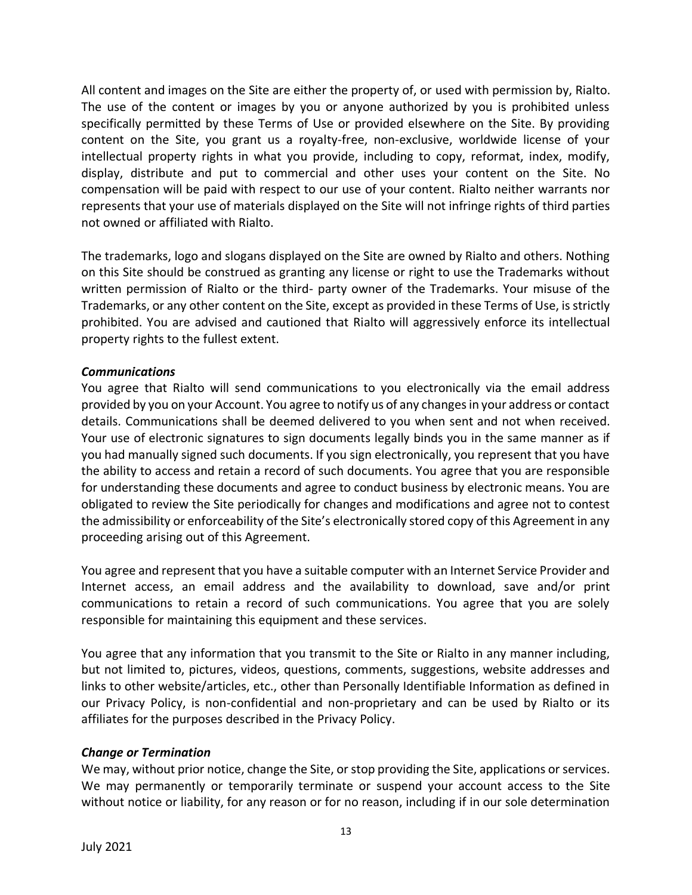All content and images on the Site are either the property of, or used with permission by, Rialto. The use of the content or images by you or anyone authorized by you is prohibited unless specifically permitted by these Terms of Use or provided elsewhere on the Site. By providing content on the Site, you grant us a royalty-free, non-exclusive, worldwide license of your intellectual property rights in what you provide, including to copy, reformat, index, modify, display, distribute and put to commercial and other uses your content on the Site. No compensation will be paid with respect to our use of your content. Rialto neither warrants nor represents that your use of materials displayed on the Site will not infringe rights of third parties not owned or affiliated with Rialto.

The trademarks, logo and slogans displayed on the Site are owned by Rialto and others. Nothing on this Site should be construed as granting any license or right to use the Trademarks without written permission of Rialto or the third- party owner of the Trademarks. Your misuse of the Trademarks, or any other content on the Site, except as provided in these Terms of Use, is strictly prohibited. You are advised and cautioned that Rialto will aggressively enforce its intellectual property rights to the fullest extent.

***Communications***
You agree that Rialto will send communications to you electronically via the email address provided by you on your Account. You agree to notify us of any changes in your address or contact details. Communications shall be deemed delivered to you when sent and not when received. Your use of electronic signatures to sign documents legally binds you in the same manner as if you had manually signed such documents. If you sign electronically, you represent that you have the ability to access and retain a record of such documents. You agree that you are responsible for understanding these documents and agree to conduct business by electronic means. You are obligated to review the Site periodically for changes and modifications and agree not to contest the admissibility or enforceability of the Site's electronically stored copy of this Agreement in any proceeding arising out of this Agreement.

You agree and represent that you have a suitable computer with an Internet Service Provider and Internet access, an email address and the availability to download, save and/or print communications to retain a record of such communications. You agree that you are solely responsible for maintaining this equipment and these services.

You agree that any information that you transmit to the Site or Rialto in any manner including, but not limited to, pictures, videos, questions, comments, suggestions, website addresses and links to other website/articles, etc., other than Personally Identifiable Information as defined in our Privacy Policy, is non-confidential and non-proprietary and can be used by Rialto or its affiliates for the purposes described in the Privacy Policy.

***Change or Termination***
We may, without prior notice, change the Site, or stop providing the Site, applications or services. We may permanently or temporarily terminate or suspend your account access to the Site without notice or liability, for any reason or for no reason, including if in our sole determination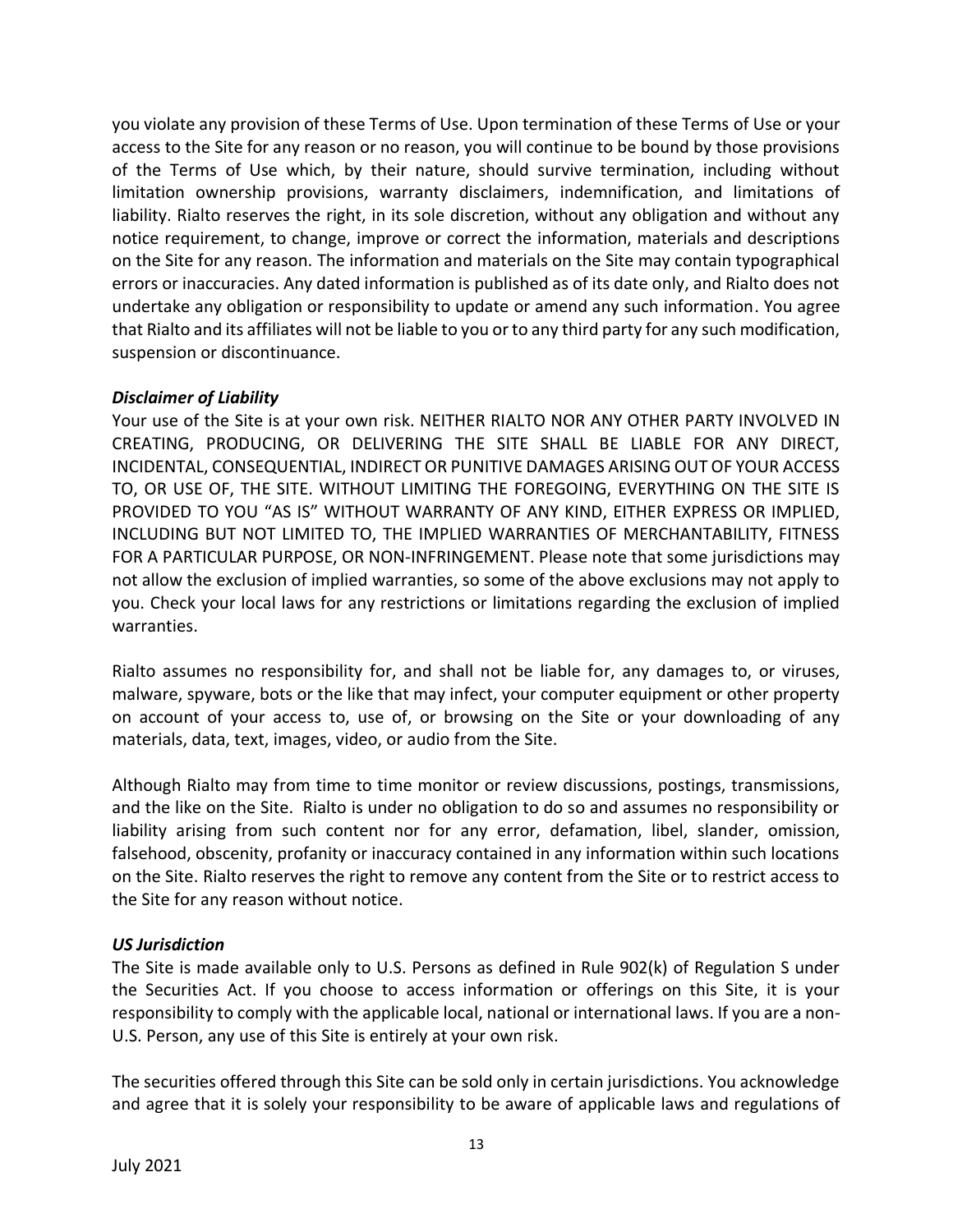you violate any provision of these Terms of Use. Upon termination of these Terms of Use or your access to the Site for any reason or no reason, you will continue to be bound by those provisions of the Terms of Use which, by their nature, should survive termination, including without limitation ownership provisions, warranty disclaimers, indemnification, and limitations of liability. Rialto reserves the right, in its sole discretion, without any obligation and without any notice requirement, to change, improve or correct the information, materials and descriptions on the Site for any reason. The information and materials on the Site may contain typographical errors or inaccuracies. Any dated information is published as of its date only, and Rialto does not undertake any obligation or responsibility to update or amend any such information. You agree that Rialto and its affiliates will not be liable to you or to any third party for any such modification, suspension or discontinuance.

***Disclaimer of Liability***

Your use of the Site is at your own risk. NEITHER RIALTO NOR ANY OTHER PARTY INVOLVED IN CREATING, PRODUCING, OR DELIVERING THE SITE SHALL BE LIABLE FOR ANY DIRECT, INCIDENTAL, CONSEQUENTIAL, INDIRECT OR PUNITIVE DAMAGES ARISING OUT OF YOUR ACCESS TO, OR USE OF, THE SITE. WITHOUT LIMITING THE FOREGOING, EVERYTHING ON THE SITE IS PROVIDED TO YOU "AS IS" WITHOUT WARRANTY OF ANY KIND, EITHER EXPRESS OR IMPLIED, INCLUDING BUT NOT LIMITED TO, THE IMPLIED WARRANTIES OF MERCHANTABILITY, FITNESS FOR A PARTICULAR PURPOSE, OR NON-INFRINGEMENT. Please note that some jurisdictions may not allow the exclusion of implied warranties, so some of the above exclusions may not apply to you. Check your local laws for any restrictions or limitations regarding the exclusion of implied warranties.

Rialto assumes no responsibility for, and shall not be liable for, any damages to, or viruses, malware, spyware, bots or the like that may infect, your computer equipment or other property on account of your access to, use of, or browsing on the Site or your downloading of any materials, data, text, images, video, or audio from the Site.

Although Rialto may from time to time monitor or review discussions, postings, transmissions, and the like on the Site. Rialto is under no obligation to do so and assumes no responsibility or liability arising from such content nor for any error, defamation, libel, slander, omission, falsehood, obscenity, profanity or inaccuracy contained in any information within such locations on the Site. Rialto reserves the right to remove any content from the Site or to restrict access to the Site for any reason without notice.

***US Jurisdiction***

The Site is made available only to U.S. Persons as defined in Rule 902(k) of Regulation S under the Securities Act. If you choose to access information or offerings on this Site, it is your responsibility to comply with the applicable local, national or international laws. If you are a non-U.S. Person, any use of this Site is entirely at your own risk.

The securities offered through this Site can be sold only in certain jurisdictions. You acknowledge and agree that it is solely your responsibility to be aware of applicable laws and regulations of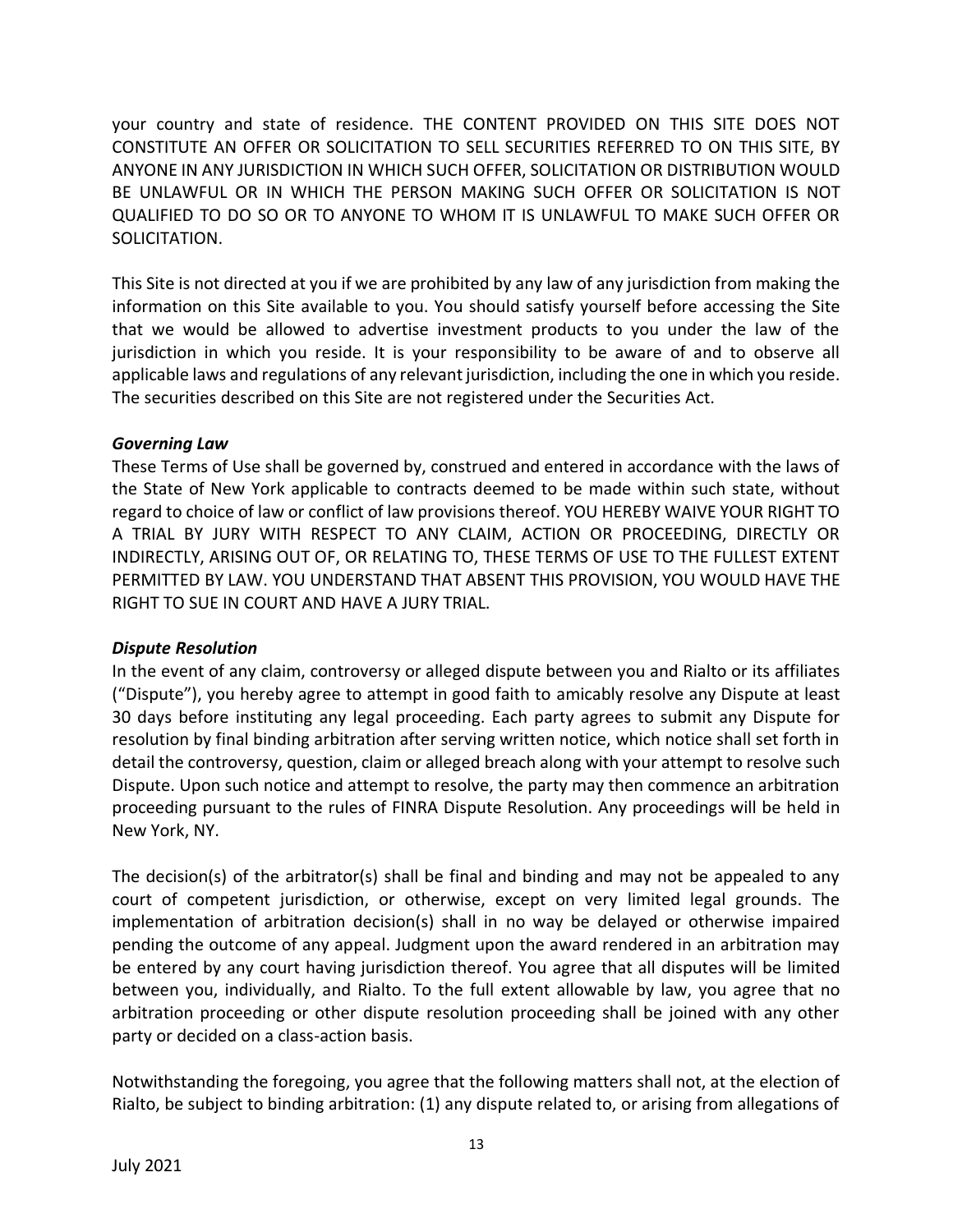your country and state of residence. THE CONTENT PROVIDED ON THIS SITE DOES NOT CONSTITUTE AN OFFER OR SOLICITATION TO SELL SECURITIES REFERRED TO ON THIS SITE, BY ANYONE IN ANY JURISDICTION IN WHICH SUCH OFFER, SOLICITATION OR DISTRIBUTION WOULD BE UNLAWFUL OR IN WHICH THE PERSON MAKING SUCH OFFER OR SOLICITATION IS NOT QUALIFIED TO DO SO OR TO ANYONE TO WHOM IT IS UNLAWFUL TO MAKE SUCH OFFER OR SOLICITATION.

This Site is not directed at you if we are prohibited by any law of any jurisdiction from making the information on this Site available to you. You should satisfy yourself before accessing the Site that we would be allowed to advertise investment products to you under the law of the jurisdiction in which you reside. It is your responsibility to be aware of and to observe all applicable laws and regulations of any relevant jurisdiction, including the one in which you reside. The securities described on this Site are not registered under the Securities Act.

***Governing Law***

These Terms of Use shall be governed by, construed and entered in accordance with the laws of the State of New York applicable to contracts deemed to be made within such state, without regard to choice of law or conflict of law provisions thereof. YOU HEREBY WAIVE YOUR RIGHT TO A TRIAL BY JURY WITH RESPECT TO ANY CLAIM, ACTION OR PROCEEDING, DIRECTLY OR INDIRECTLY, ARISING OUT OF, OR RELATING TO, THESE TERMS OF USE TO THE FULLEST EXTENT PERMITTED BY LAW. YOU UNDERSTAND THAT ABSENT THIS PROVISION, YOU WOULD HAVE THE RIGHT TO SUE IN COURT AND HAVE A JURY TRIAL.

***Dispute Resolution***

In the event of any claim, controversy or alleged dispute between you and Rialto or its affiliates ("Dispute"), you hereby agree to attempt in good faith to amicably resolve any Dispute at least 30 days before instituting any legal proceeding. Each party agrees to submit any Dispute for resolution by final binding arbitration after serving written notice, which notice shall set forth in detail the controversy, question, claim or alleged breach along with your attempt to resolve such Dispute. Upon such notice and attempt to resolve, the party may then commence an arbitration proceeding pursuant to the rules of FINRA Dispute Resolution. Any proceedings will be held in New York, NY.

The decision(s) of the arbitrator(s) shall be final and binding and may not be appealed to any court of competent jurisdiction, or otherwise, except on very limited legal grounds. The implementation of arbitration decision(s) shall in no way be delayed or otherwise impaired pending the outcome of any appeal. Judgment upon the award rendered in an arbitration may be entered by any court having jurisdiction thereof. You agree that all disputes will be limited between you, individually, and Rialto. To the full extent allowable by law, you agree that no arbitration proceeding or other dispute resolution proceeding shall be joined with any other party or decided on a class-action basis.

Notwithstanding the foregoing, you agree that the following matters shall not, at the election of Rialto, be subject to binding arbitration: (1) any dispute related to, or arising from allegations of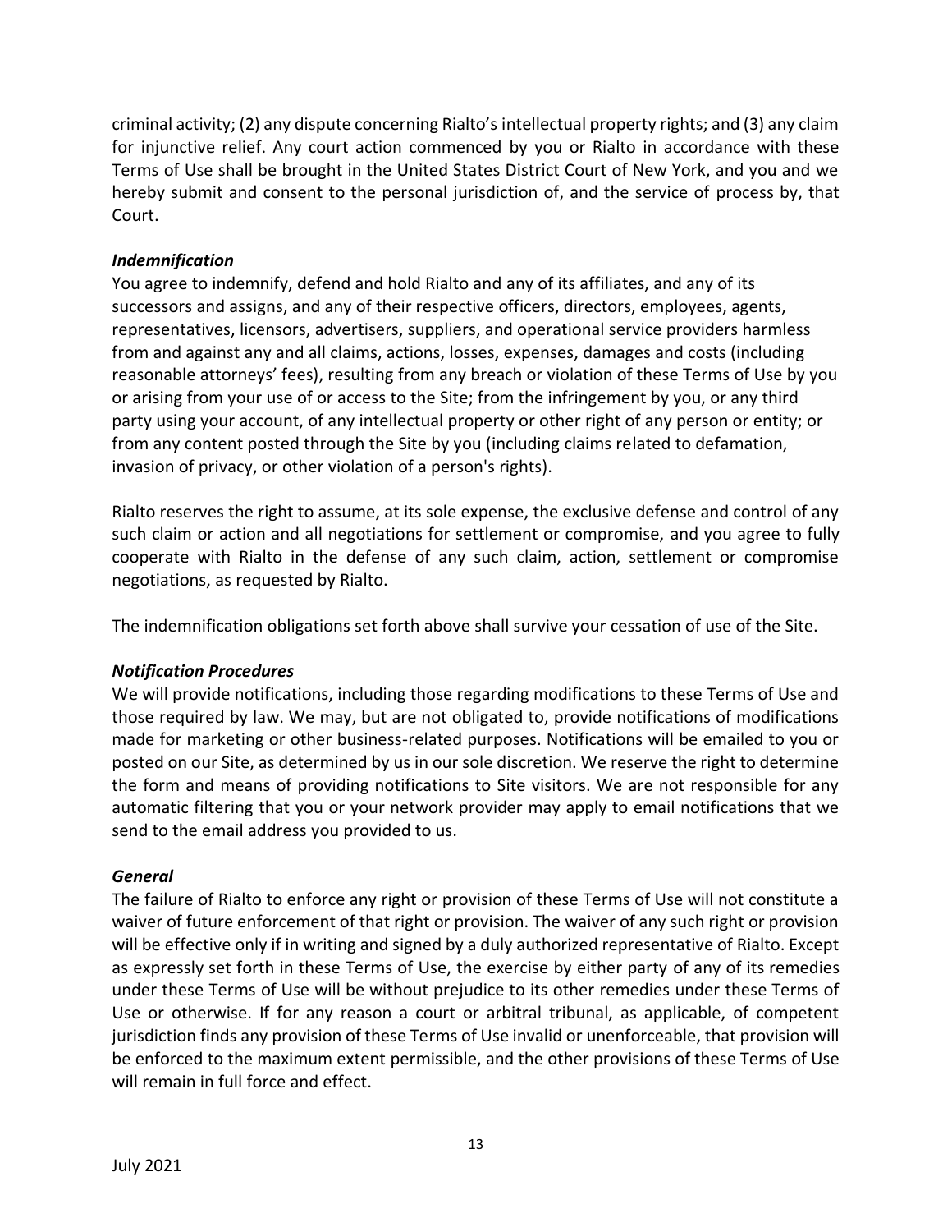criminal activity; (2) any dispute concerning Rialto's intellectual property rights; and (3) any claim for injunctive relief. Any court action commenced by you or Rialto in accordance with these Terms of Use shall be brought in the United States District Court of New York, and you and we hereby submit and consent to the personal jurisdiction of, and the service of process by, that Court.

***Indemnification***

You agree to indemnify, defend and hold Rialto and any of its affiliates, and any of its successors and assigns, and any of their respective officers, directors, employees, agents, representatives, licensors, advertisers, suppliers, and operational service providers harmless from and against any and all claims, actions, losses, expenses, damages and costs (including reasonable attorneys' fees), resulting from any breach or violation of these Terms of Use by you or arising from your use of or access to the Site; from the infringement by you, or any third party using your account, of any intellectual property or other right of any person or entity; or from any content posted through the Site by you (including claims related to defamation, invasion of privacy, or other violation of a person's rights).

Rialto reserves the right to assume, at its sole expense, the exclusive defense and control of any such claim or action and all negotiations for settlement or compromise, and you agree to fully cooperate with Rialto in the defense of any such claim, action, settlement or compromise negotiations, as requested by Rialto.

The indemnification obligations set forth above shall survive your cessation of use of the Site.

***Notification Procedures***

We will provide notifications, including those regarding modifications to these Terms of Use and those required by law. We may, but are not obligated to, provide notifications of modifications made for marketing or other business-related purposes. Notifications will be emailed to you or posted on our Site, as determined by us in our sole discretion. We reserve the right to determine the form and means of providing notifications to Site visitors. We are not responsible for any automatic filtering that you or your network provider may apply to email notifications that we send to the email address you provided to us.

***General***

The failure of Rialto to enforce any right or provision of these Terms of Use will not constitute a waiver of future enforcement of that right or provision. The waiver of any such right or provision will be effective only if in writing and signed by a duly authorized representative of Rialto. Except as expressly set forth in these Terms of Use, the exercise by either party of any of its remedies under these Terms of Use will be without prejudice to its other remedies under these Terms of Use or otherwise. If for any reason a court or arbitral tribunal, as applicable, of competent jurisdiction finds any provision of these Terms of Use invalid or unenforceable, that provision will be enforced to the maximum extent permissible, and the other provisions of these Terms of Use will remain in full force and effect.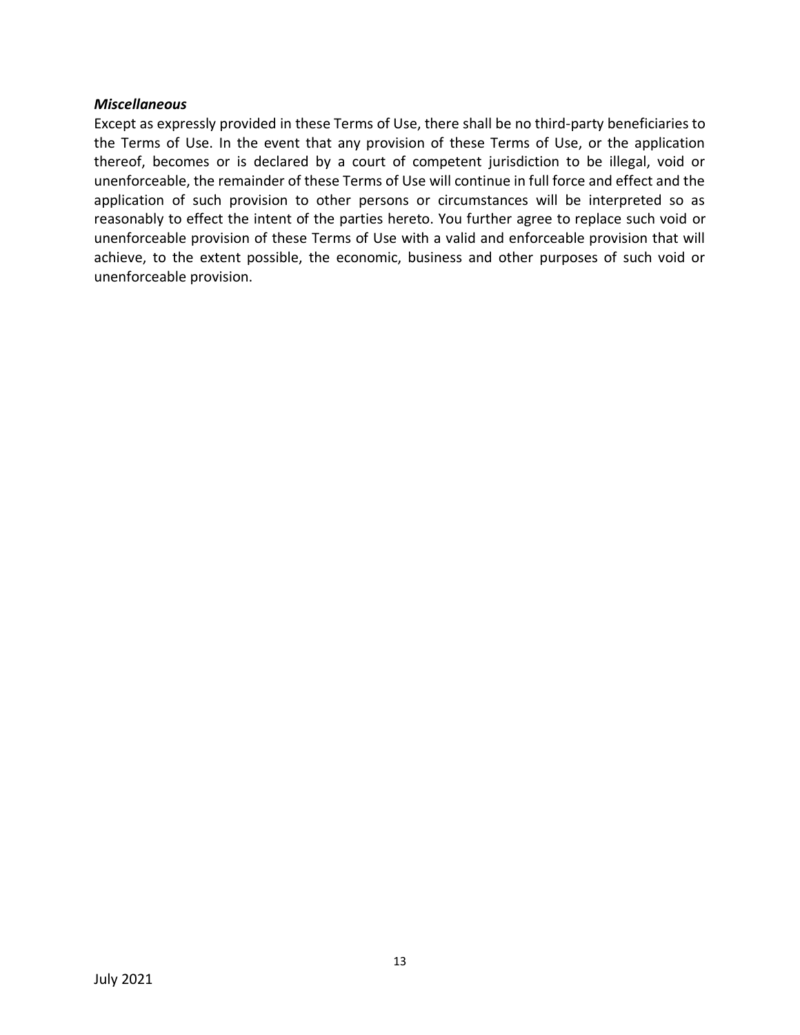***Miscellaneous***

Except as expressly provided in these Terms of Use, there shall be no third-party beneficiaries to the Terms of Use. In the event that any provision of these Terms of Use, or the application thereof, becomes or is declared by a court of competent jurisdiction to be illegal, void or unenforceable, the remainder of these Terms of Use will continue in full force and effect and the application of such provision to other persons or circumstances will be interpreted so as reasonably to effect the intent of the parties hereto. You further agree to replace such void or unenforceable provision of these Terms of Use with a valid and enforceable provision that will achieve, to the extent possible, the economic, business and other purposes of such void or unenforceable provision.